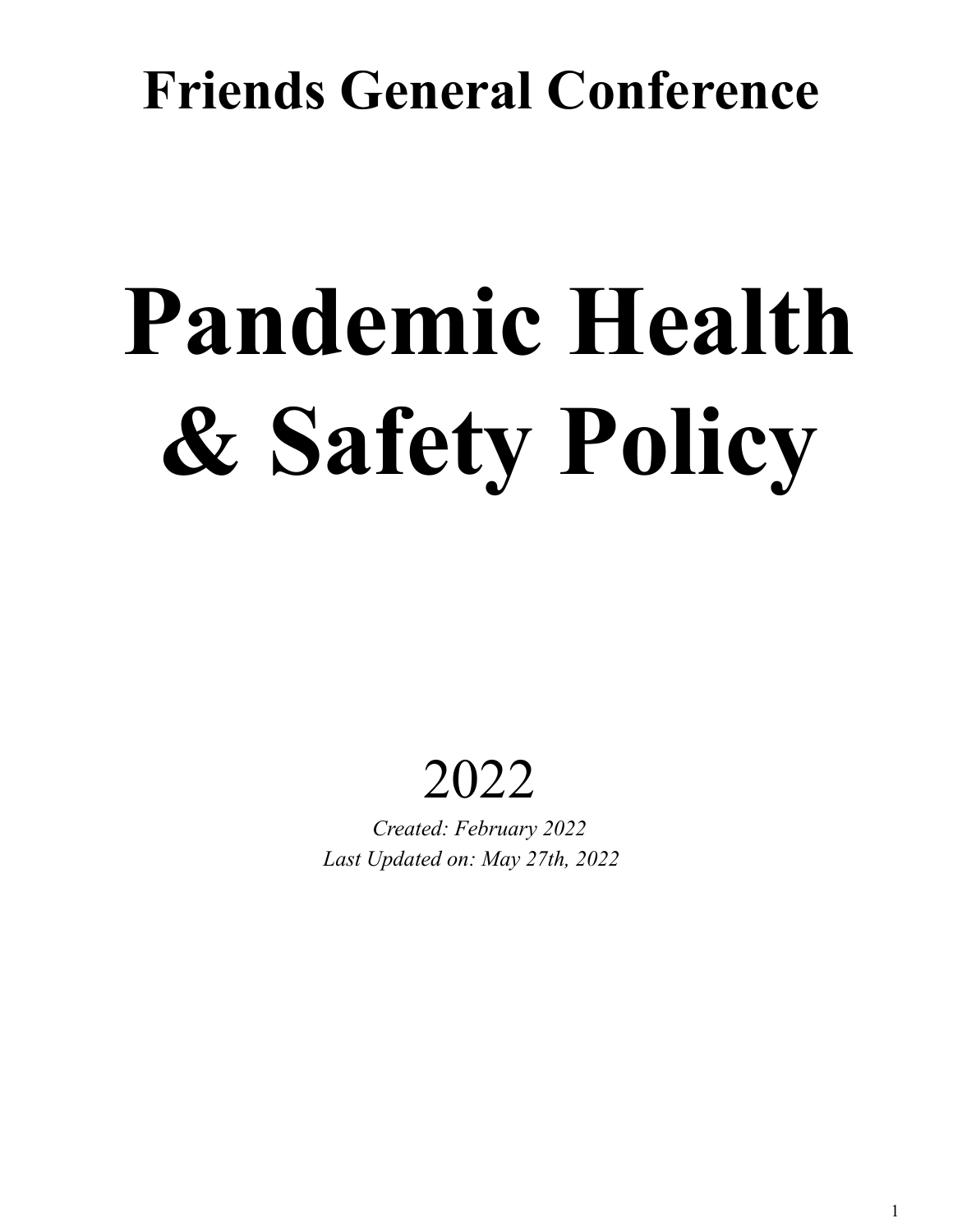# Friends General Conference

# Pandemic Health & Safety Policy

2022

*Created: February 2022*
*Last Updated on: May 27th, 2022*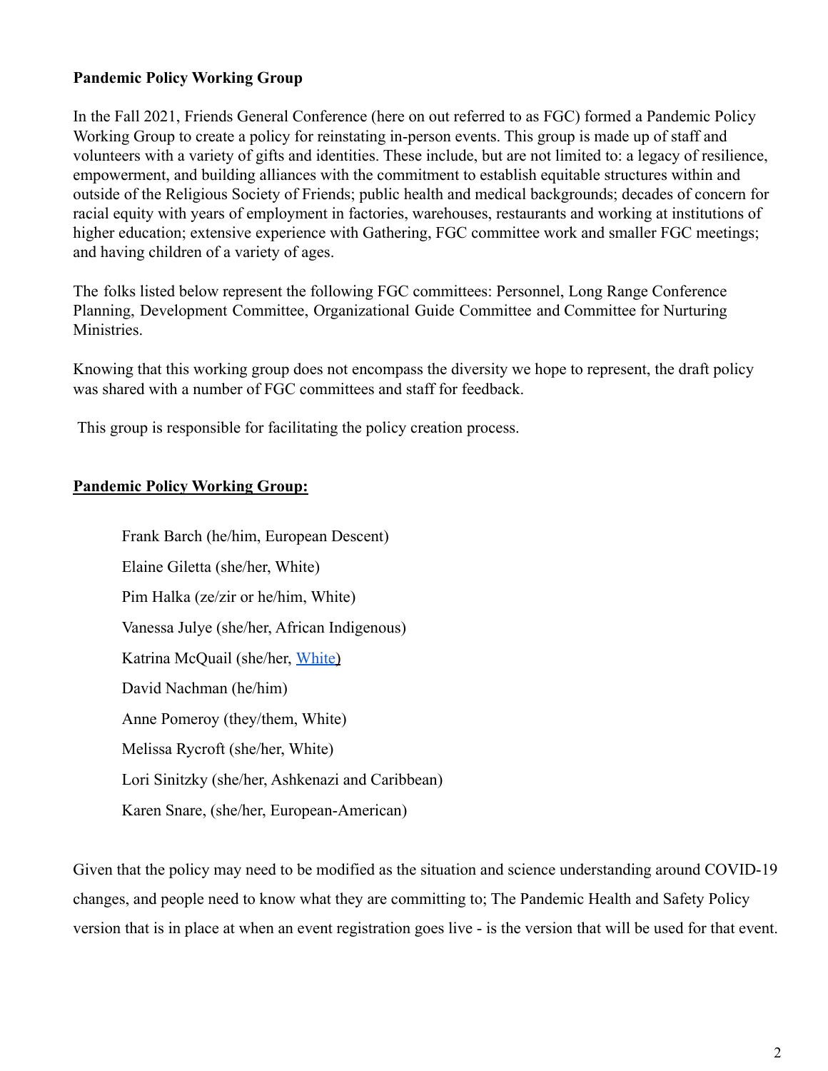**Pandemic Policy Working Group**

In the Fall 2021, Friends General Conference (here on out referred to as FGC) formed a Pandemic Policy Working Group to create a policy for reinstating in-person events. This group is made up of staff and volunteers with a variety of gifts and identities. These include, but are not limited to: a legacy of resilience, empowerment, and building alliances with the commitment to establish equitable structures within and outside of the Religious Society of Friends; public health and medical backgrounds; decades of concern for racial equity with years of employment in factories, warehouses, restaurants and working at institutions of higher education; extensive experience with Gathering, FGC committee work and smaller FGC meetings; and having children of a variety of ages.

The folks listed below represent the following FGC committees: Personnel, Long Range Conference Planning, Development Committee, Organizational Guide Committee and Committee for Nurturing Ministries.

Knowing that this working group does not encompass the diversity we hope to represent, the draft policy was shared with a number of FGC committees and staff for feedback.

This group is responsible for facilitating the policy creation process.

**Pandemic Policy Working Group:**

Frank Barch (he/him, European Descent)

Elaine Giletta (she/her, White)

Pim Halka (ze/zir or he/him, White)

Vanessa Julye (she/her, African Indigenous)

Katrina McQuail (she/her, White)

David Nachman (he/him)

Anne Pomeroy (they/them, White)

Melissa Rycroft (she/her, White)

Lori Sinitzky (she/her, Ashkenazi and Caribbean)

Karen Snare, (she/her, European-American)

Given that the policy may need to be modified as the situation and science understanding around COVID-19 changes, and people need to know what they are committing to; The Pandemic Health and Safety Policy version that is in place at when an event registration goes live - is the version that will be used for that event.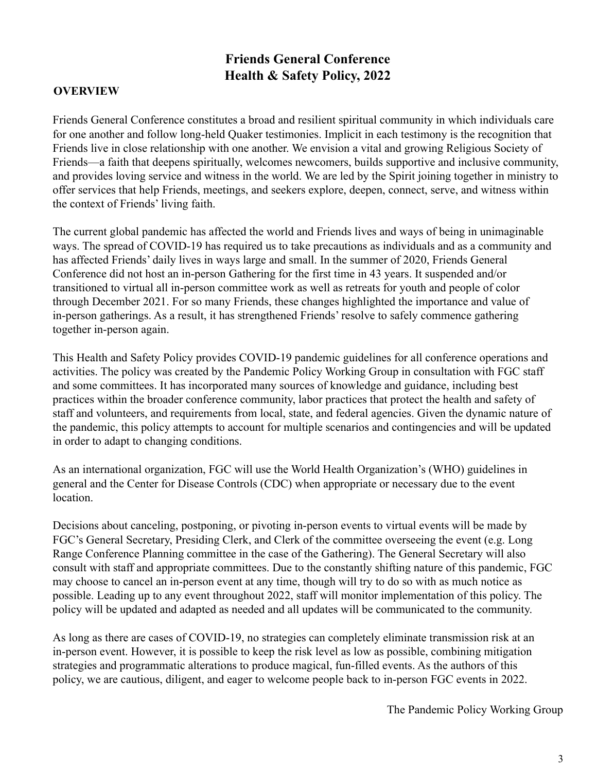# Friends General Conference
# Health & Safety Policy, 2022

## OVERVIEW

Friends General Conference constitutes a broad and resilient spiritual community in which individuals care for one another and follow long-held Quaker testimonies. Implicit in each testimony is the recognition that Friends live in close relationship with one another. We envision a vital and growing Religious Society of Friends—a faith that deepens spiritually, welcomes newcomers, builds supportive and inclusive community, and provides loving service and witness in the world. We are led by the Spirit joining together in ministry to offer services that help Friends, meetings, and seekers explore, deepen, connect, serve, and witness within the context of Friends' living faith.

The current global pandemic has affected the world and Friends lives and ways of being in unimaginable ways. The spread of COVID-19 has required us to take precautions as individuals and as a community and has affected Friends' daily lives in ways large and small. In the summer of 2020, Friends General Conference did not host an in-person Gathering for the first time in 43 years. It suspended and/or transitioned to virtual all in-person committee work as well as retreats for youth and people of color through December 2021. For so many Friends, these changes highlighted the importance and value of in-person gatherings. As a result, it has strengthened Friends' resolve to safely commence gathering together in-person again.

This Health and Safety Policy provides COVID-19 pandemic guidelines for all conference operations and activities. The policy was created by the Pandemic Policy Working Group in consultation with FGC staff and some committees. It has incorporated many sources of knowledge and guidance, including best practices within the broader conference community, labor practices that protect the health and safety of staff and volunteers, and requirements from local, state, and federal agencies. Given the dynamic nature of the pandemic, this policy attempts to account for multiple scenarios and contingencies and will be updated in order to adapt to changing conditions.

As an international organization, FGC will use the World Health Organization's (WHO) guidelines in general and the Center for Disease Controls (CDC) when appropriate or necessary due to the event location.

Decisions about canceling, postponing, or pivoting in-person events to virtual events will be made by FGC's General Secretary, Presiding Clerk, and Clerk of the committee overseeing the event (e.g. Long Range Conference Planning committee in the case of the Gathering). The General Secretary will also consult with staff and appropriate committees. Due to the constantly shifting nature of this pandemic, FGC may choose to cancel an in-person event at any time, though will try to do so with as much notice as possible. Leading up to any event throughout 2022, staff will monitor implementation of this policy. The policy will be updated and adapted as needed and all updates will be communicated to the community.

As long as there are cases of COVID-19, no strategies can completely eliminate transmission risk at an in-person event. However, it is possible to keep the risk level as low as possible, combining mitigation strategies and programmatic alterations to produce magical, fun-filled events. As the authors of this policy, we are cautious, diligent, and eager to welcome people back to in-person FGC events in 2022.

The Pandemic Policy Working Group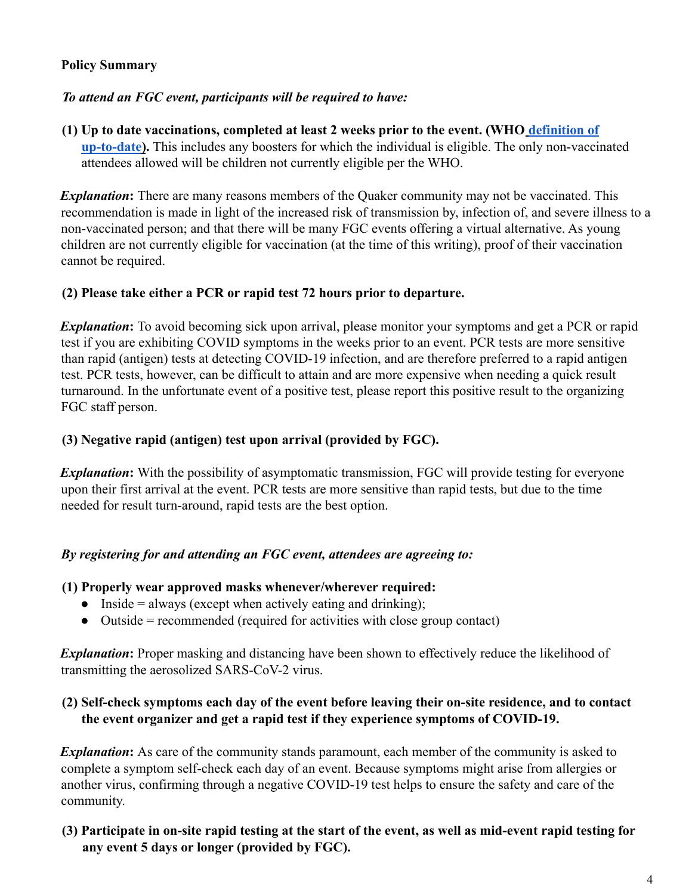**Policy Summary**

***To attend an FGC event, participants will be required to have:***

**(1) Up to date vaccinations, completed at least 2 weeks prior to the event. (WHO definition of up-to-date).** This includes any boosters for which the individual is eligible. The only non-vaccinated attendees allowed will be children not currently eligible per the WHO.

***Explanation*:** There are many reasons members of the Quaker community may not be vaccinated. This recommendation is made in light of the increased risk of transmission by, infection of, and severe illness to a non-vaccinated person; and that there will be many FGC events offering a virtual alternative. As young children are not currently eligible for vaccination (at the time of this writing), proof of their vaccination cannot be required.

**(2) Please take either a PCR or rapid test 72 hours prior to departure.**

***Explanation*:** To avoid becoming sick upon arrival, please monitor your symptoms and get a PCR or rapid test if you are exhibiting COVID symptoms in the weeks prior to an event. PCR tests are more sensitive than rapid (antigen) tests at detecting COVID-19 infection, and are therefore preferred to a rapid antigen test. PCR tests, however, can be difficult to attain and are more expensive when needing a quick result turnaround. In the unfortunate event of a positive test, please report this positive result to the organizing FGC staff person.

**(3) Negative rapid (antigen) test upon arrival (provided by FGC).**

***Explanation*:** With the possibility of asymptomatic transmission, FGC will provide testing for everyone upon their first arrival at the event. PCR tests are more sensitive than rapid tests, but due to the time needed for result turn-around, rapid tests are the best option.

***By registering for and attending an FGC event, attendees are agreeing to:***

**(1) Properly wear approved masks whenever/wherever required:**

- Inside = always (except when actively eating and drinking);
- Outside = recommended (required for activities with close group contact)

***Explanation*:** Proper masking and distancing have been shown to effectively reduce the likelihood of transmitting the aerosolized SARS-CoV-2 virus.

**(2) Self-check symptoms each day of the event before leaving their on-site residence, and to contact the event organizer and get a rapid test if they experience symptoms of COVID-19.**

***Explanation*:** As care of the community stands paramount, each member of the community is asked to complete a symptom self-check each day of an event. Because symptoms might arise from allergies or another virus, confirming through a negative COVID-19 test helps to ensure the safety and care of the community.

**(3) Participate in on-site rapid testing at the start of the event, as well as mid-event rapid testing for any event 5 days or longer (provided by FGC).**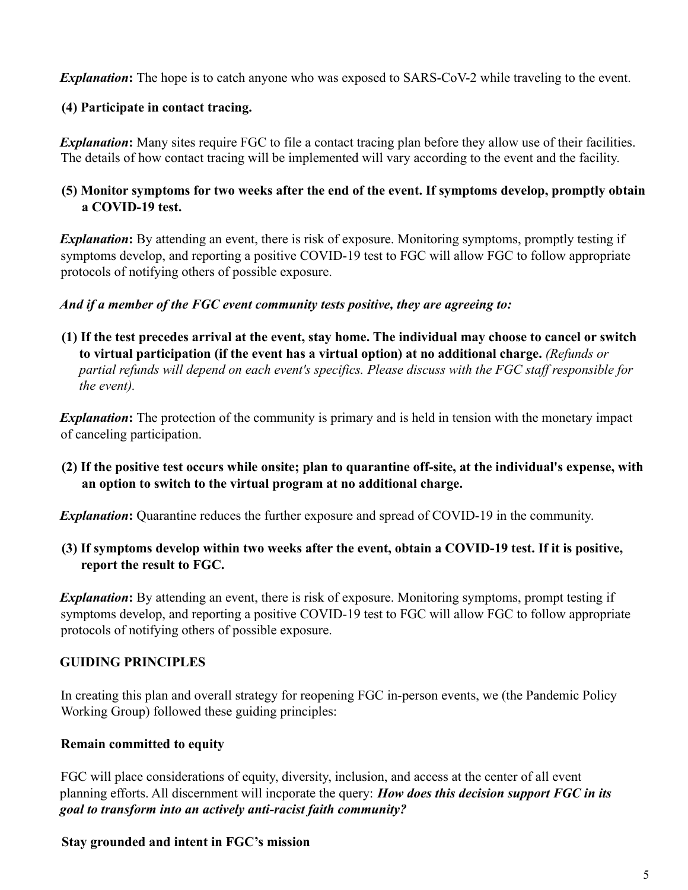***Explanation*:** The hope is to catch anyone who was exposed to SARS-CoV-2 while traveling to the event.

**(4) Participate in contact tracing.**

***Explanation*:** Many sites require FGC to file a contact tracing plan before they allow use of their facilities. The details of how contact tracing will be implemented will vary according to the event and the facility.

**(5) Monitor symptoms for two weeks after the end of the event. If symptoms develop, promptly obtain a COVID-19 test.**

***Explanation*:** By attending an event, there is risk of exposure. Monitoring symptoms, promptly testing if symptoms develop, and reporting a positive COVID-19 test to FGC will allow FGC to follow appropriate protocols of notifying others of possible exposure.

***And if a member of the FGC event community tests positive, they are agreeing to:***

**(1) If the test precedes arrival at the event, stay home. The individual may choose to cancel or switch to virtual participation (if the event has a virtual option) at no additional charge.** *(Refunds or partial refunds will depend on each event's specifics. Please discuss with the FGC staff responsible for the event).*

***Explanation*:** The protection of the community is primary and is held in tension with the monetary impact of canceling participation.

**(2) If the positive test occurs while onsite; plan to quarantine off-site, at the individual's expense, with an option to switch to the virtual program at no additional charge.**

***Explanation*:** Quarantine reduces the further exposure and spread of COVID-19 in the community.

**(3) If symptoms develop within two weeks after the event, obtain a COVID-19 test. If it is positive, report the result to FGC.**

***Explanation*:** By attending an event, there is risk of exposure. Monitoring symptoms, prompt testing if symptoms develop, and reporting a positive COVID-19 test to FGC will allow FGC to follow appropriate protocols of notifying others of possible exposure.

## GUIDING PRINCIPLES

In creating this plan and overall strategy for reopening FGC in-person events, we (the Pandemic Policy Working Group) followed these guiding principles:

### Remain committed to equity

FGC will place considerations of equity, diversity, inclusion, and access at the center of all event planning efforts. All discernment will incporate the query: ***How does this decision support FGC in its goal to transform into an actively anti-racist faith community?***

### Stay grounded and intent in FGC's mission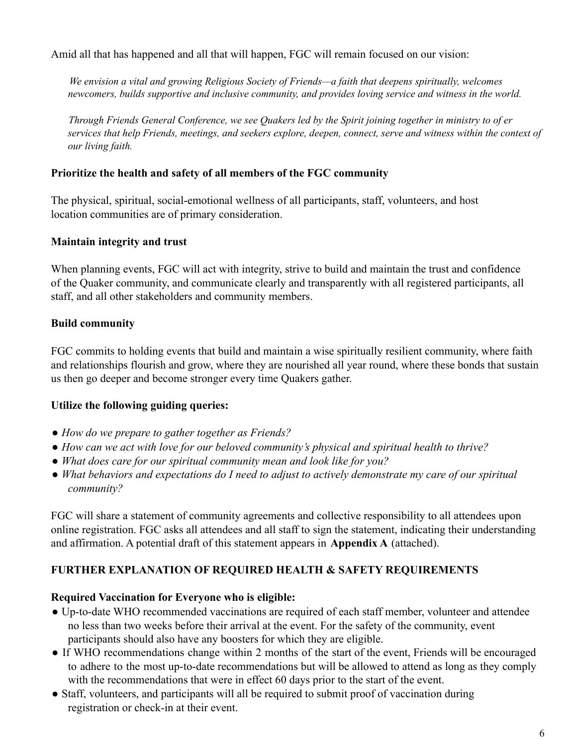Amid all that has happened and all that will happen, FGC will remain focused on our vision:

> *We envision a vital and growing Religious Society of Friends—a faith that deepens spiritually, welcomes newcomers, builds supportive and inclusive community, and provides loving service and witness in the world.*
>
> *Through Friends General Conference, we see Quakers led by the Spirit joining together in ministry to of er services that help Friends, meetings, and seekers explore, deepen, connect, serve and witness within the context of our living faith.*

**Prioritize the health and safety of all members of the FGC community**

The physical, spiritual, social-emotional wellness of all participants, staff, volunteers, and host location communities are of primary consideration.

**Maintain integrity and trust**

When planning events, FGC will act with integrity, strive to build and maintain the trust and confidence of the Quaker community, and communicate clearly and transparently with all registered participants, all staff, and all other stakeholders and community members.

**Build community**

FGC commits to holding events that build and maintain a wise spiritually resilient community, where faith and relationships flourish and grow, where they are nourished all year round, where these bonds that sustain us then go deeper and become stronger every time Quakers gather.

**Utilize the following guiding queries:**

- *How do we prepare to gather together as Friends?*
- *How can we act with love for our beloved community's physical and spiritual health to thrive?*
- *What does care for our spiritual community mean and look like for you?*
- *What behaviors and expectations do I need to adjust to actively demonstrate my care of our spiritual community?*

FGC will share a statement of community agreements and collective responsibility to all attendees upon online registration. FGC asks all attendees and all staff to sign the statement, indicating their understanding and affirmation. A potential draft of this statement appears in **Appendix A** (attached).

## FURTHER EXPLANATION OF REQUIRED HEALTH & SAFETY REQUIREMENTS

**Required Vaccination for Everyone who is eligible:**

- Up-to-date WHO recommended vaccinations are required of each staff member, volunteer and attendee no less than two weeks before their arrival at the event. For the safety of the community, event participants should also have any boosters for which they are eligible.
- If WHO recommendations change within 2 months of the start of the event, Friends will be encouraged to adhere to the most up-to-date recommendations but will be allowed to attend as long as they comply with the recommendations that were in effect 60 days prior to the start of the event.
- Staff, volunteers, and participants will all be required to submit proof of vaccination during registration or check-in at their event.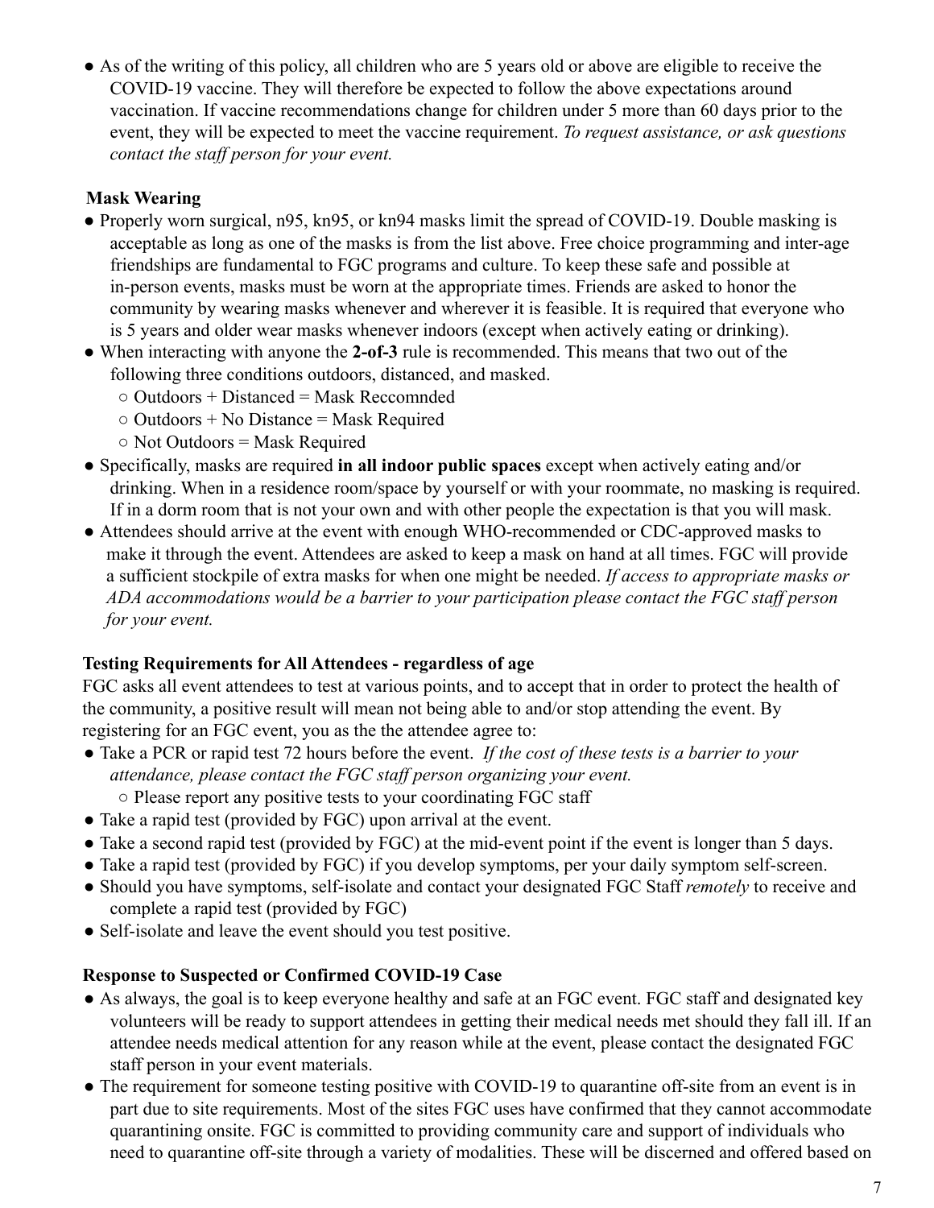- As of the writing of this policy, all children who are 5 years old or above are eligible to receive the COVID-19 vaccine. They will therefore be expected to follow the above expectations around vaccination. If vaccine recommendations change for children under 5 more than 60 days prior to the event, they will be expected to meet the vaccine requirement. *To request assistance, or ask questions contact the staff person for your event.*

**Mask Wearing**

- Properly worn surgical, n95, kn95, or kn94 masks limit the spread of COVID-19. Double masking is acceptable as long as one of the masks is from the list above. Free choice programming and inter-age friendships are fundamental to FGC programs and culture. To keep these safe and possible at in-person events, masks must be worn at the appropriate times. Friends are asked to honor the community by wearing masks whenever and wherever it is feasible. It is required that everyone who is 5 years and older wear masks whenever indoors (except when actively eating or drinking).
- When interacting with anyone the **2-of-3** rule is recommended. This means that two out of the following three conditions outdoors, distanced, and masked.
  - Outdoors + Distanced = Mask Reccomnded
  - Outdoors + No Distance = Mask Required
  - Not Outdoors = Mask Required
- Specifically, masks are required **in all indoor public spaces** except when actively eating and/or drinking. When in a residence room/space by yourself or with your roommate, no masking is required. If in a dorm room that is not your own and with other people the expectation is that you will mask.
- Attendees should arrive at the event with enough WHO-recommended or CDC-approved masks to make it through the event. Attendees are asked to keep a mask on hand at all times. FGC will provide a sufficient stockpile of extra masks for when one might be needed. *If access to appropriate masks or ADA accommodations would be a barrier to your participation please contact the FGC staff person for your event.*

**Testing Requirements for All Attendees - regardless of age**

FGC asks all event attendees to test at various points, and to accept that in order to protect the health of the community, a positive result will mean not being able to and/or stop attending the event. By registering for an FGC event, you as the the attendee agree to:

- Take a PCR or rapid test 72 hours before the event. *If the cost of these tests is a barrier to your attendance, please contact the FGC staff person organizing your event.*
  - Please report any positive tests to your coordinating FGC staff
- Take a rapid test (provided by FGC) upon arrival at the event.
- Take a second rapid test (provided by FGC) at the mid-event point if the event is longer than 5 days.
- Take a rapid test (provided by FGC) if you develop symptoms, per your daily symptom self-screen.
- Should you have symptoms, self-isolate and contact your designated FGC Staff *remotely* to receive and complete a rapid test (provided by FGC)
- Self-isolate and leave the event should you test positive.

**Response to Suspected or Confirmed COVID-19 Case**

- As always, the goal is to keep everyone healthy and safe at an FGC event. FGC staff and designated key volunteers will be ready to support attendees in getting their medical needs met should they fall ill. If an attendee needs medical attention for any reason while at the event, please contact the designated FGC staff person in your event materials.
- The requirement for someone testing positive with COVID-19 to quarantine off-site from an event is in part due to site requirements. Most of the sites FGC uses have confirmed that they cannot accommodate quarantining onsite. FGC is committed to providing community care and support of individuals who need to quarantine off-site through a variety of modalities. These will be discerned and offered based on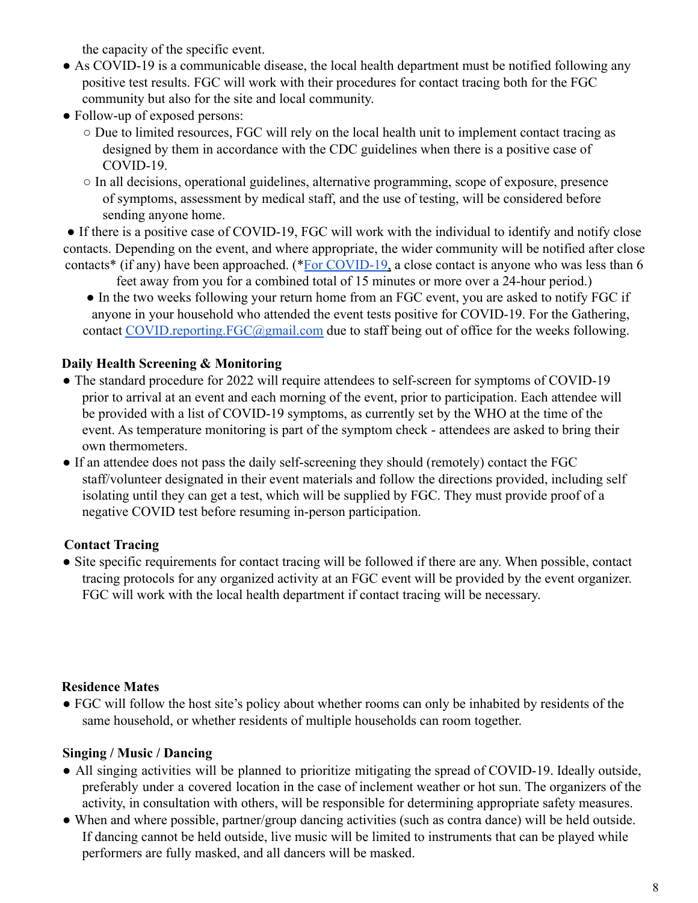the capacity of the specific event.

- As COVID-19 is a communicable disease, the local health department must be notified following any positive test results. FGC will work with their procedures for contact tracing both for the FGC community but also for the site and local community.
- Follow-up of exposed persons:
  - Due to limited resources, FGC will rely on the local health unit to implement contact tracing as designed by them in accordance with the CDC guidelines when there is a positive case of COVID-19.
  - In all decisions, operational guidelines, alternative programming, scope of exposure, presence of symptoms, assessment by medical staff, and the use of testing, will be considered before sending anyone home.
- If there is a positive case of COVID-19, FGC will work with the individual to identify and notify close contacts. Depending on the event, and where appropriate, the wider community will be notified after close contacts* (if any) have been approached. (*For COVID-19, a close contact is anyone who was less than 6 feet away from you for a combined total of 15 minutes or more over a 24-hour period.)
- In the two weeks following your return home from an FGC event, you are asked to notify FGC if anyone in your household who attended the event tests positive for COVID-19. For the Gathering, contact COVID.reporting.FGC@gmail.com due to staff being out of office for the weeks following.

**Daily Health Screening & Monitoring**

- The standard procedure for 2022 will require attendees to self-screen for symptoms of COVID-19 prior to arrival at an event and each morning of the event, prior to participation. Each attendee will be provided with a list of COVID-19 symptoms, as currently set by the WHO at the time of the event. As temperature monitoring is part of the symptom check - attendees are asked to bring their own thermometers.
- If an attendee does not pass the daily self-screening they should (remotely) contact the FGC staff/volunteer designated in their event materials and follow the directions provided, including self isolating until they can get a test, which will be supplied by FGC. They must provide proof of a negative COVID test before resuming in-person participation.

**Contact Tracing**

- Site specific requirements for contact tracing will be followed if there are any. When possible, contact tracing protocols for any organized activity at an FGC event will be provided by the event organizer. FGC will work with the local health department if contact tracing will be necessary.

**Residence Mates**

- FGC will follow the host site's policy about whether rooms can only be inhabited by residents of the same household, or whether residents of multiple households can room together.

**Singing / Music / Dancing**

- All singing activities will be planned to prioritize mitigating the spread of COVID-19. Ideally outside, preferably under a covered location in the case of inclement weather or hot sun. The organizers of the activity, in consultation with others, will be responsible for determining appropriate safety measures.
- When and where possible, partner/group dancing activities (such as contra dance) will be held outside. If dancing cannot be held outside, live music will be limited to instruments that can be played while performers are fully masked, and all dancers will be masked.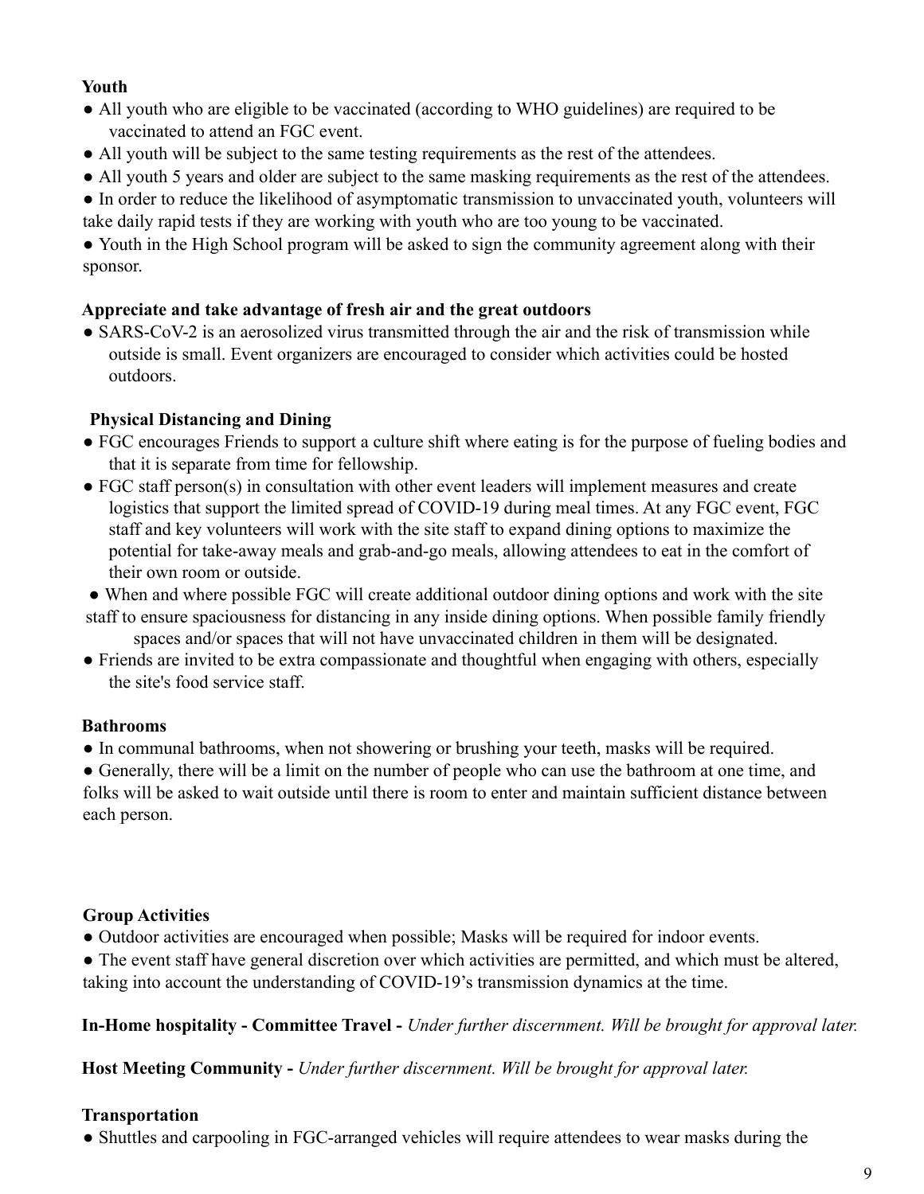**Youth**

- All youth who are eligible to be vaccinated (according to WHO guidelines) are required to be vaccinated to attend an FGC event.
- All youth will be subject to the same testing requirements as the rest of the attendees.
- All youth 5 years and older are subject to the same masking requirements as the rest of the attendees.
- In order to reduce the likelihood of asymptomatic transmission to unvaccinated youth, volunteers will take daily rapid tests if they are working with youth who are too young to be vaccinated.
- Youth in the High School program will be asked to sign the community agreement along with their sponsor.

**Appreciate and take advantage of fresh air and the great outdoors**

- SARS-CoV-2 is an aerosolized virus transmitted through the air and the risk of transmission while outside is small. Event organizers are encouraged to consider which activities could be hosted outdoors.

**Physical Distancing and Dining**

- FGC encourages Friends to support a culture shift where eating is for the purpose of fueling bodies and that it is separate from time for fellowship.
- FGC staff person(s) in consultation with other event leaders will implement measures and create logistics that support the limited spread of COVID-19 during meal times. At any FGC event, FGC staff and key volunteers will work with the site staff to expand dining options to maximize the potential for take-away meals and grab-and-go meals, allowing attendees to eat in the comfort of their own room or outside.
- When and where possible FGC will create additional outdoor dining options and work with the site staff to ensure spaciousness for distancing in any inside dining options. When possible family friendly spaces and/or spaces that will not have unvaccinated children in them will be designated.
- Friends are invited to be extra compassionate and thoughtful when engaging with others, especially the site's food service staff.

**Bathrooms**

- In communal bathrooms, when not showering or brushing your teeth, masks will be required.
- Generally, there will be a limit on the number of people who can use the bathroom at one time, and folks will be asked to wait outside until there is room to enter and maintain sufficient distance between each person.

**Group Activities**

- Outdoor activities are encouraged when possible; Masks will be required for indoor events.
- The event staff have general discretion over which activities are permitted, and which must be altered, taking into account the understanding of COVID-19's transmission dynamics at the time.

**In-Home hospitality - Committee Travel -** *Under further discernment. Will be brought for approval later.*

**Host Meeting Community -** *Under further discernment. Will be brought for approval later.*

**Transportation**

- Shuttles and carpooling in FGC-arranged vehicles will require attendees to wear masks during the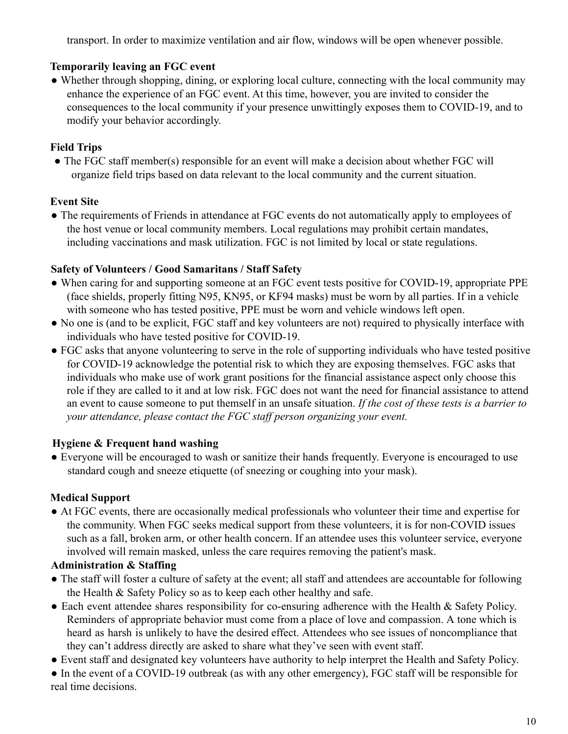transport. In order to maximize ventilation and air flow, windows will be open whenever possible.

**Temporarily leaving an FGC event**

- Whether through shopping, dining, or exploring local culture, connecting with the local community may enhance the experience of an FGC event. At this time, however, you are invited to consider the consequences to the local community if your presence unwittingly exposes them to COVID-19, and to modify your behavior accordingly.

**Field Trips**

- The FGC staff member(s) responsible for an event will make a decision about whether FGC will organize field trips based on data relevant to the local community and the current situation.

**Event Site**

- The requirements of Friends in attendance at FGC events do not automatically apply to employees of the host venue or local community members. Local regulations may prohibit certain mandates, including vaccinations and mask utilization. FGC is not limited by local or state regulations.

**Safety of Volunteers / Good Samaritans / Staff Safety**

- When caring for and supporting someone at an FGC event tests positive for COVID-19, appropriate PPE (face shields, properly fitting N95, KN95, or KF94 masks) must be worn by all parties. If in a vehicle with someone who has tested positive, PPE must be worn and vehicle windows left open.
- No one is (and to be explicit, FGC staff and key volunteers are not) required to physically interface with individuals who have tested positive for COVID-19.
- FGC asks that anyone volunteering to serve in the role of supporting individuals who have tested positive for COVID-19 acknowledge the potential risk to which they are exposing themselves. FGC asks that individuals who make use of work grant positions for the financial assistance aspect only choose this role if they are called to it and at low risk. FGC does not want the need for financial assistance to attend an event to cause someone to put themself in an unsafe situation. *If the cost of these tests is a barrier to your attendance, please contact the FGC staff person organizing your event.*

**Hygiene & Frequent hand washing**

- Everyone will be encouraged to wash or sanitize their hands frequently. Everyone is encouraged to use standard cough and sneeze etiquette (of sneezing or coughing into your mask).

**Medical Support**

- At FGC events, there are occasionally medical professionals who volunteer their time and expertise for the community. When FGC seeks medical support from these volunteers, it is for non-COVID issues such as a fall, broken arm, or other health concern. If an attendee uses this volunteer service, everyone involved will remain masked, unless the care requires removing the patient's mask.

**Administration & Staffing**

- The staff will foster a culture of safety at the event; all staff and attendees are accountable for following the Health & Safety Policy so as to keep each other healthy and safe.
- Each event attendee shares responsibility for co-ensuring adherence with the Health & Safety Policy. Reminders of appropriate behavior must come from a place of love and compassion. A tone which is heard as harsh is unlikely to have the desired effect. Attendees who see issues of noncompliance that they can't address directly are asked to share what they've seen with event staff.
- Event staff and designated key volunteers have authority to help interpret the Health and Safety Policy.
- In the event of a COVID-19 outbreak (as with any other emergency), FGC staff will be responsible for real time decisions.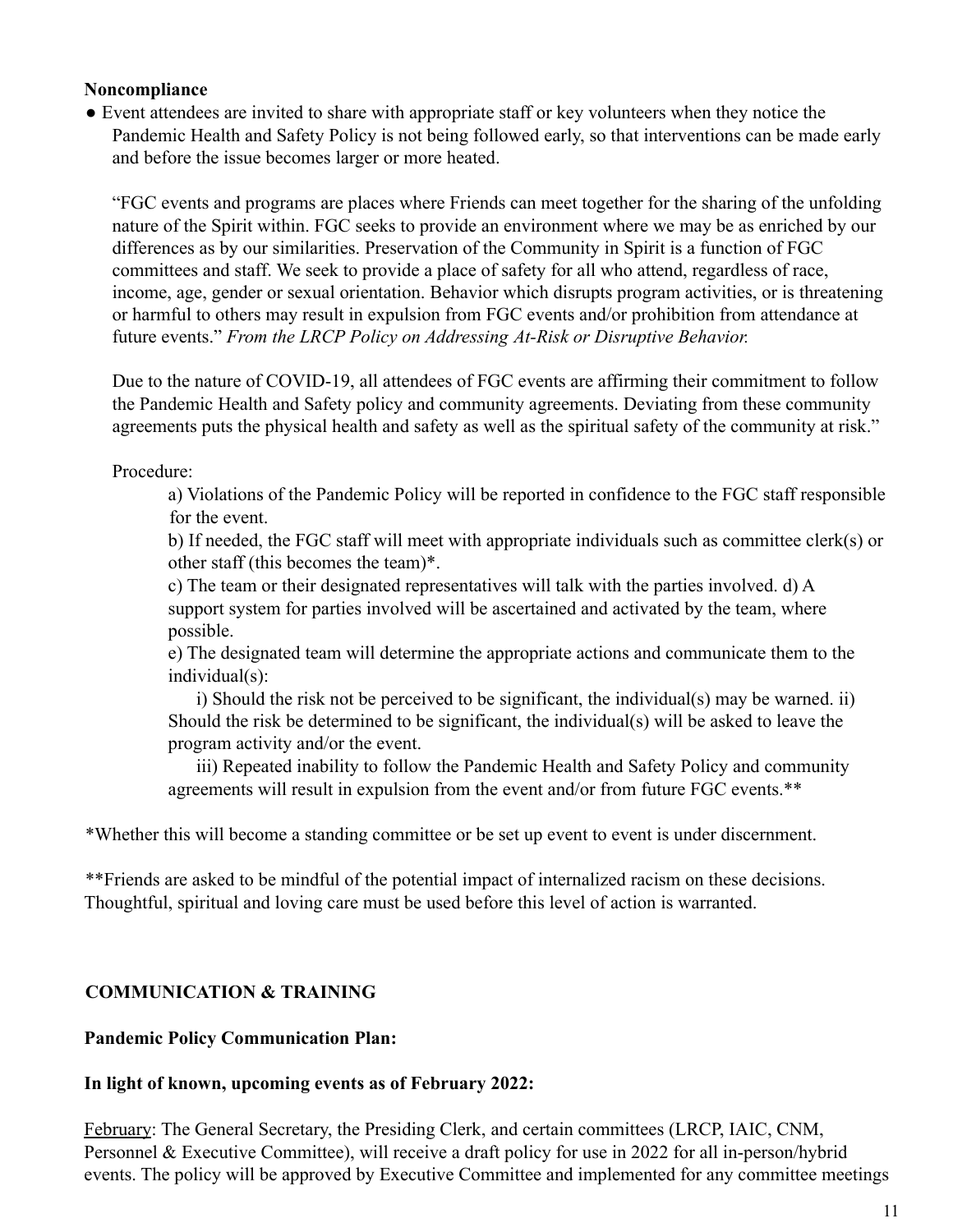**Noncompliance**

- Event attendees are invited to share with appropriate staff or key volunteers when they notice the Pandemic Health and Safety Policy is not being followed early, so that interventions can be made early and before the issue becomes larger or more heated.

  "FGC events and programs are places where Friends can meet together for the sharing of the unfolding nature of the Spirit within. FGC seeks to provide an environment where we may be as enriched by our differences as by our similarities. Preservation of the Community in Spirit is a function of FGC committees and staff. We seek to provide a place of safety for all who attend, regardless of race, income, age, gender or sexual orientation. Behavior which disrupts program activities, or is threatening or harmful to others may result in expulsion from FGC events and/or prohibition from attendance at future events." *From the LRCP Policy on Addressing At-Risk or Disruptive Behavior.*

  Due to the nature of COVID-19, all attendees of FGC events are affirming their commitment to follow the Pandemic Health and Safety policy and community agreements. Deviating from these community agreements puts the physical health and safety as well as the spiritual safety of the community at risk."

  Procedure:

  a) Violations of the Pandemic Policy will be reported in confidence to the FGC staff responsible for the event.
  b) If needed, the FGC staff will meet with appropriate individuals such as committee clerk(s) or other staff (this becomes the team)*.
  c) The team or their designated representatives will talk with the parties involved. d) A support system for parties involved will be ascertained and activated by the team, where possible.
  e) The designated team will determine the appropriate actions and communicate them to the individual(s):
  i) Should the risk not be perceived to be significant, the individual(s) may be warned. ii) Should the risk be determined to be significant, the individual(s) will be asked to leave the program activity and/or the event.
  iii) Repeated inability to follow the Pandemic Health and Safety Policy and community agreements will result in expulsion from the event and/or from future FGC events.**

*Whether this will become a standing committee or be set up event to event is under discernment.

**Friends are asked to be mindful of the potential impact of internalized racism on these decisions. Thoughtful, spiritual and loving care must be used before this level of action is warranted.

## COMMUNICATION & TRAINING

**Pandemic Policy Communication Plan:**

**In light of known, upcoming events as of February 2022:**

February: The General Secretary, the Presiding Clerk, and certain committees (LRCP, IAIC, CNM, Personnel & Executive Committee), will receive a draft policy for use in 2022 for all in-person/hybrid events. The policy will be approved by Executive Committee and implemented for any committee meetings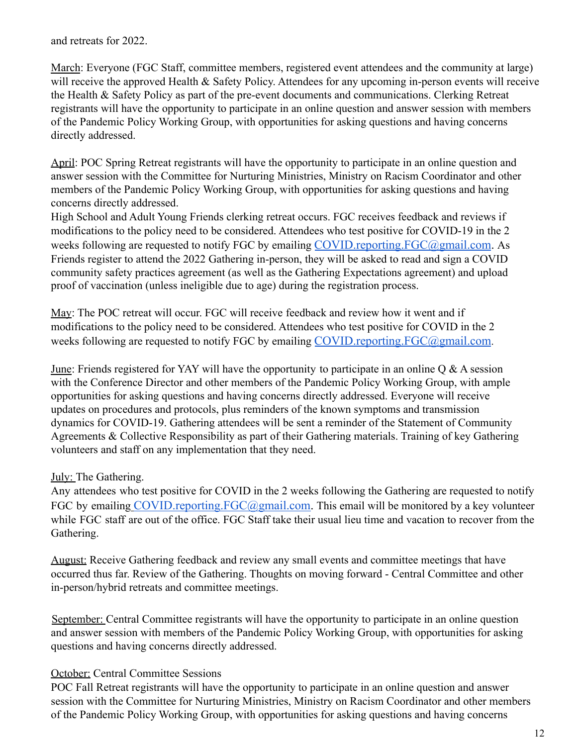and retreats for 2022.

<u>March</u>: Everyone (FGC Staff, committee members, registered event attendees and the community at large) will receive the approved Health & Safety Policy. Attendees for any upcoming in-person events will receive the Health & Safety Policy as part of the pre-event documents and communications. Clerking Retreat registrants will have the opportunity to participate in an online question and answer session with members of the Pandemic Policy Working Group, with opportunities for asking questions and having concerns directly addressed.

<u>April</u>: POC Spring Retreat registrants will have the opportunity to participate in an online question and answer session with the Committee for Nurturing Ministries, Ministry on Racism Coordinator and other members of the Pandemic Policy Working Group, with opportunities for asking questions and having concerns directly addressed.
High School and Adult Young Friends clerking retreat occurs. FGC receives feedback and reviews if modifications to the policy need to be considered. Attendees who test positive for COVID-19 in the 2 weeks following are requested to notify FGC by emailing [COVID.reporting.FGC@gmail.com](mailto:COVID.reporting.FGC@gmail.com). As Friends register to attend the 2022 Gathering in-person, they will be asked to read and sign a COVID community safety practices agreement (as well as the Gathering Expectations agreement) and upload proof of vaccination (unless ineligible due to age) during the registration process.

<u>May</u>: The POC retreat will occur. FGC will receive feedback and review how it went and if modifications to the policy need to be considered. Attendees who test positive for COVID in the 2 weeks following are requested to notify FGC by emailing [COVID.reporting.FGC@gmail.com](mailto:COVID.reporting.FGC@gmail.com).

<u>June</u>: Friends registered for YAY will have the opportunity to participate in an online Q & A session with the Conference Director and other members of the Pandemic Policy Working Group, with ample opportunities for asking questions and having concerns directly addressed. Everyone will receive updates on procedures and protocols, plus reminders of the known symptoms and transmission dynamics for COVID-19. Gathering attendees will be sent a reminder of the Statement of Community Agreements & Collective Responsibility as part of their Gathering materials. Training of key Gathering volunteers and staff on any implementation that they need.

<u>July:</u> The Gathering.
Any attendees who test positive for COVID in the 2 weeks following the Gathering are requested to notify FGC by emailing [COVID.reporting.FGC@gmail.com](mailto:COVID.reporting.FGC@gmail.com). This email will be monitored by a key volunteer while FGC staff are out of the office. FGC Staff take their usual lieu time and vacation to recover from the Gathering.

<u>August:</u> Receive Gathering feedback and review any small events and committee meetings that have occurred thus far. Review of the Gathering. Thoughts on moving forward - Central Committee and other in-person/hybrid retreats and committee meetings.

<u>September:</u> Central Committee registrants will have the opportunity to participate in an online question and answer session with members of the Pandemic Policy Working Group, with opportunities for asking questions and having concerns directly addressed.

<u>October:</u> Central Committee Sessions
POC Fall Retreat registrants will have the opportunity to participate in an online question and answer session with the Committee for Nurturing Ministries, Ministry on Racism Coordinator and other members of the Pandemic Policy Working Group, with opportunities for asking questions and having concerns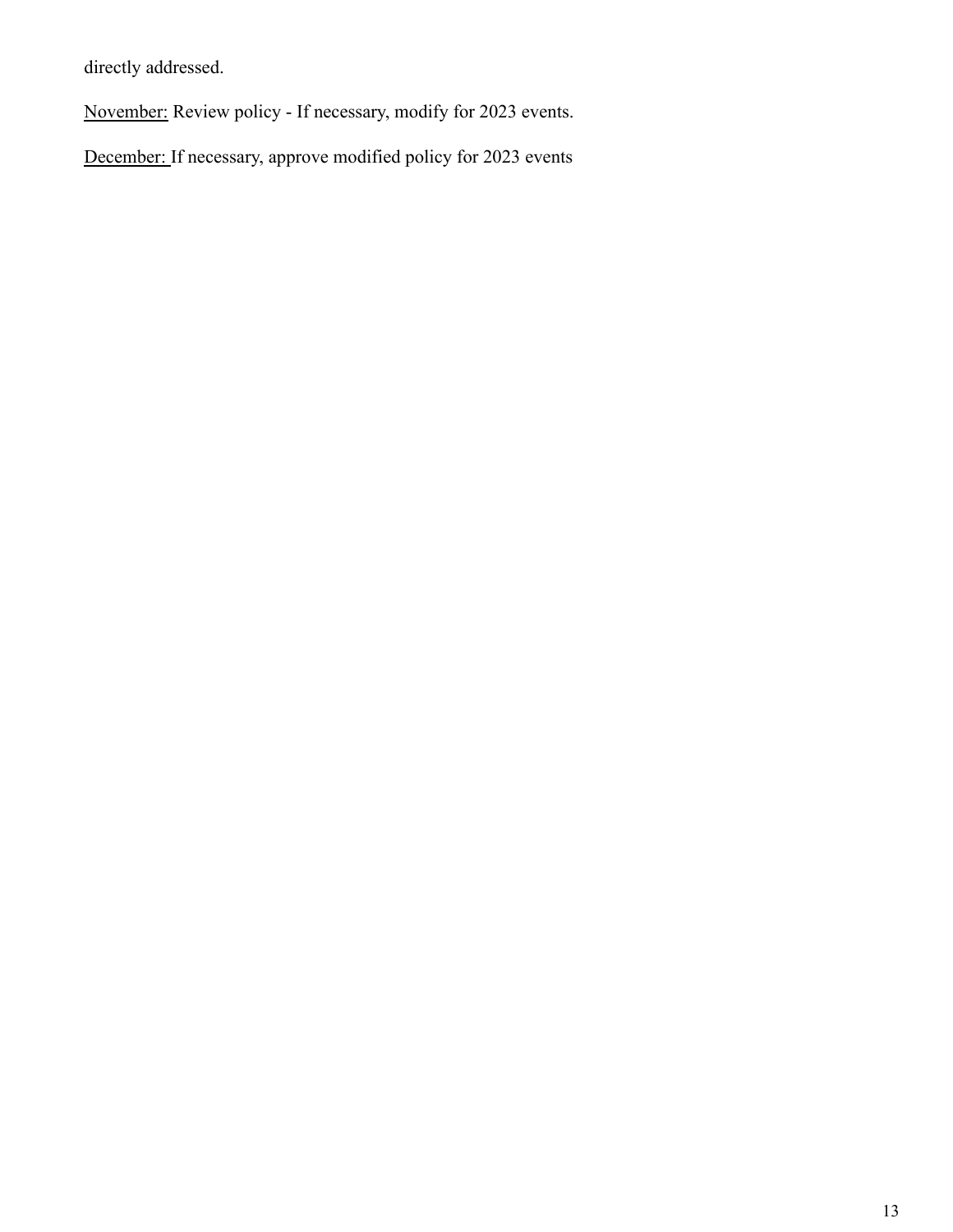directly addressed.

<u>November:</u> Review policy - If necessary, modify for 2023 events.

<u>December:</u> If necessary, approve modified policy for 2023 events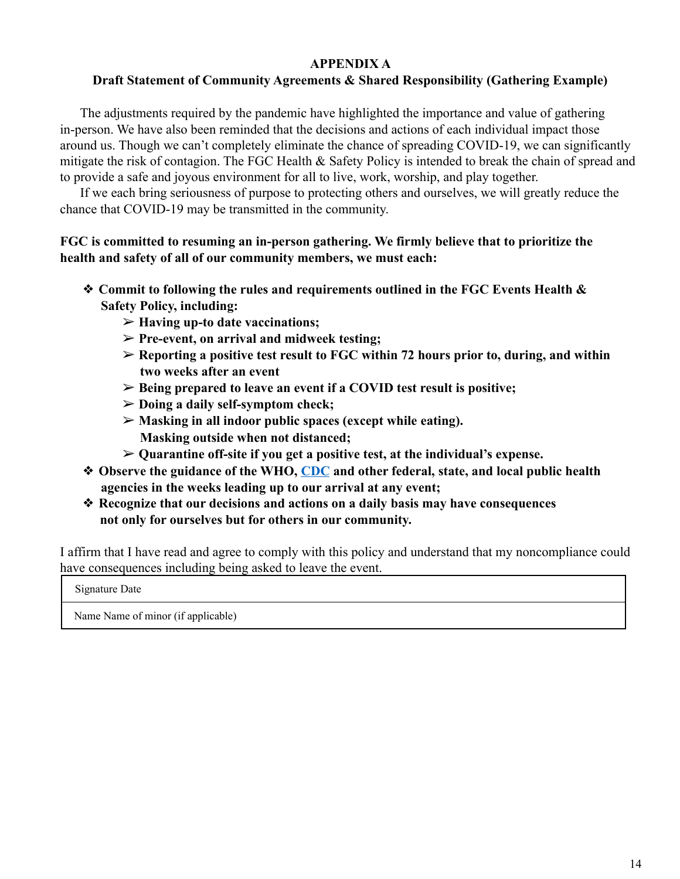# APPENDIX A

## Draft Statement of Community Agreements & Shared Responsibility (Gathering Example)

The adjustments required by the pandemic have highlighted the importance and value of gathering in-person. We have also been reminded that the decisions and actions of each individual impact those around us. Though we can't completely eliminate the chance of spreading COVID-19, we can significantly mitigate the risk of contagion. The FGC Health & Safety Policy is intended to break the chain of spread and to provide a safe and joyous environment for all to live, work, worship, and play together.

If we each bring seriousness of purpose to protecting others and ourselves, we will greatly reduce the chance that COVID-19 may be transmitted in the community.

**FGC is committed to resuming an in-person gathering. We firmly believe that to prioritize the health and safety of all of our community members, we must each:**

- **Commit to following the rules and requirements outlined in the FGC Events Health & Safety Policy, including:**
  - **Having up-to date vaccinations;**
  - **Pre-event, on arrival and midweek testing;**
  - **Reporting a positive test result to FGC within 72 hours prior to, during, and within two weeks after an event**
  - **Being prepared to leave an event if a COVID test result is positive;**
  - **Doing a daily self-symptom check;**
  - **Masking in all indoor public spaces (except while eating). Masking outside when not distanced;**
  - **Quarantine off-site if you get a positive test, at the individual's expense.**
- **Observe the guidance of the WHO, CDC and other federal, state, and local public health agencies in the weeks leading up to our arrival at any event;**
- **Recognize that our decisions and actions on a daily basis may have consequences not only for ourselves but for others in our community.**

I affirm that I have read and agree to comply with this policy and understand that my noncompliance could have consequences including being asked to leave the event.

| Signature Date |
|---|
| Name Name of minor (if applicable) |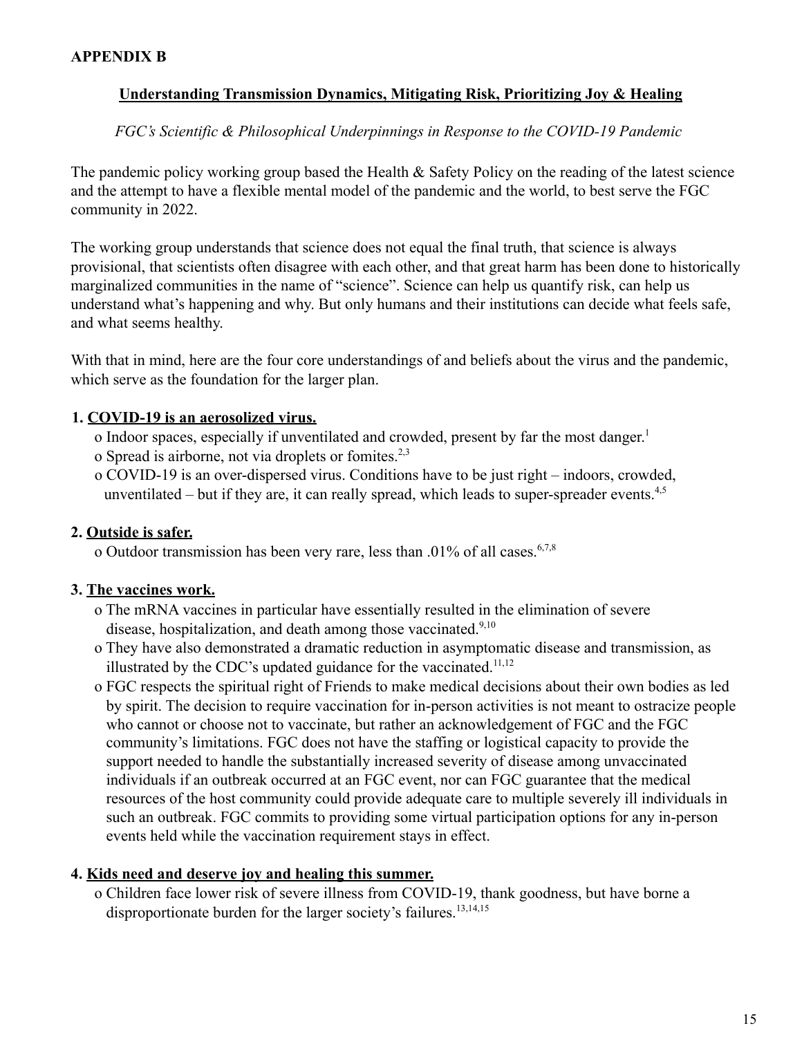## APPENDIX B

### Understanding Transmission Dynamics, Mitigating Risk, Prioritizing Joy & Healing

*FGC's Scientific & Philosophical Underpinnings in Response to the COVID-19 Pandemic*

The pandemic policy working group based the Health & Safety Policy on the reading of the latest science and the attempt to have a flexible mental model of the pandemic and the world, to best serve the FGC community in 2022.

The working group understands that science does not equal the final truth, that science is always provisional, that scientists often disagree with each other, and that great harm has been done to historically marginalized communities in the name of "science". Science can help us quantify risk, can help us understand what's happening and why. But only humans and their institutions can decide what feels safe, and what seems healthy.

With that in mind, here are the four core understandings of and beliefs about the virus and the pandemic, which serve as the foundation for the larger plan.

**1. COVID-19 is an aerosolized virus.**

- o Indoor spaces, especially if unventilated and crowded, present by far the most danger.[1]
- o Spread is airborne, not via droplets or fomites.[2,3]
- o COVID-19 is an over-dispersed virus. Conditions have to be just right – indoors, crowded, unventilated – but if they are, it can really spread, which leads to super-spreader events.[4,5]

**2. Outside is safer.**

- o Outdoor transmission has been very rare, less than .01% of all cases.[6,7,8]

**3. The vaccines work.**

- o The mRNA vaccines in particular have essentially resulted in the elimination of severe disease, hospitalization, and death among those vaccinated.[9,10]
- o They have also demonstrated a dramatic reduction in asymptomatic disease and transmission, as illustrated by the CDC's updated guidance for the vaccinated.[11,12]
- o FGC respects the spiritual right of Friends to make medical decisions about their own bodies as led by spirit. The decision to require vaccination for in-person activities is not meant to ostracize people who cannot or choose not to vaccinate, but rather an acknowledgement of FGC and the FGC community's limitations. FGC does not have the staffing or logistical capacity to provide the support needed to handle the substantially increased severity of disease among unvaccinated individuals if an outbreak occurred at an FGC event, nor can FGC guarantee that the medical resources of the host community could provide adequate care to multiple severely ill individuals in such an outbreak. FGC commits to providing some virtual participation options for any in-person events held while the vaccination requirement stays in effect.

**4. Kids need and deserve joy and healing this summer.**

- o Children face lower risk of severe illness from COVID-19, thank goodness, but have borne a disproportionate burden for the larger society's failures.[13,14,15]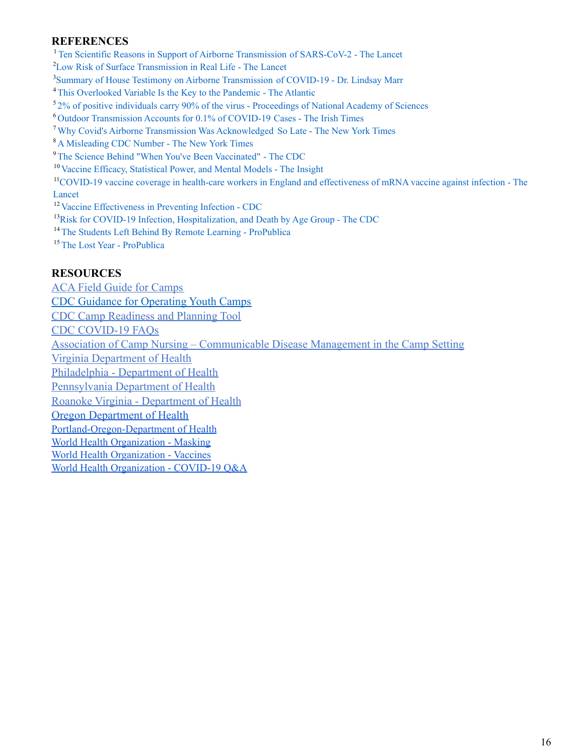## REFERENCES

[1] Ten Scientific Reasons in Support of Airborne Transmission of SARS-CoV-2 - The Lancet

[2] Low Risk of Surface Transmission in Real Life - The Lancet

[3] Summary of House Testimony on Airborne Transmission of COVID-19 - Dr. Lindsay Marr

[4] This Overlooked Variable Is the Key to the Pandemic - The Atlantic

[5] 2% of positive individuals carry 90% of the virus - Proceedings of National Academy of Sciences

[6] Outdoor Transmission Accounts for 0.1% of COVID-19 Cases - The Irish Times

[7] Why Covid's Airborne Transmission Was Acknowledged So Late - The New York Times

[8] A Misleading CDC Number - The New York Times

[9] The Science Behind "When You've Been Vaccinated" - The CDC

[10] Vaccine Efficacy, Statistical Power, and Mental Models - The Insight

[11] COVID-19 vaccine coverage in health-care workers in England and effectiveness of mRNA vaccine against infection - The Lancet

[12] Vaccine Effectiveness in Preventing Infection - CDC

[13] Risk for COVID-19 Infection, Hospitalization, and Death by Age Group - The CDC

[14] The Students Left Behind By Remote Learning - ProPublica

[15] The Lost Year - ProPublica

## RESOURCES

ACA Field Guide for Camps
CDC Guidance for Operating Youth Camps
CDC Camp Readiness and Planning Tool
CDC COVID-19 FAQs
Association of Camp Nursing – Communicable Disease Management in the Camp Setting
Virginia Department of Health
Philadelphia - Department of Health
Pennsylvania Department of Health
Roanoke Virginia - Department of Health
Oregon Department of Health
Portland-Oregon-Department of Health
World Health Organization - Masking
World Health Organization - Vaccines
World Health Organization - COVID-19 Q&A